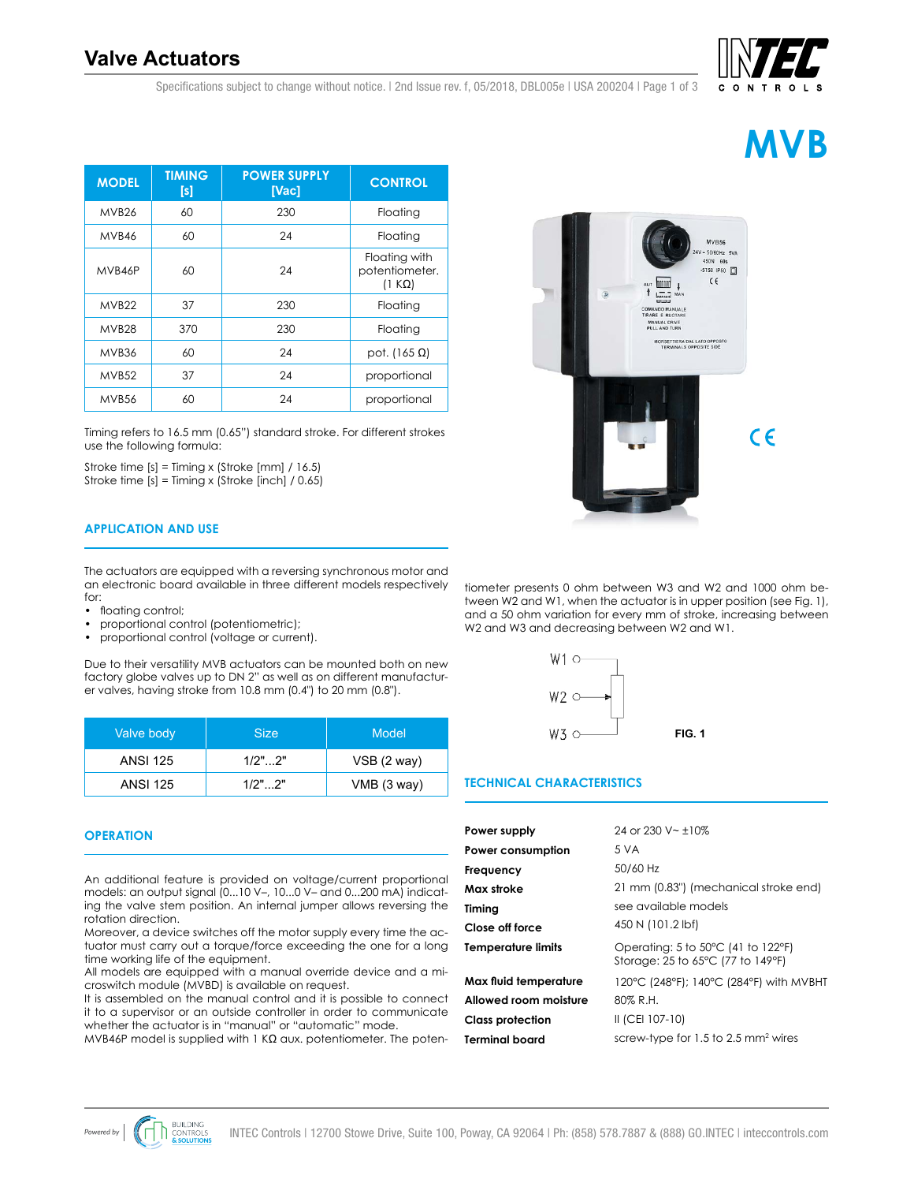# Valve Actuators

# MVB

| MODEL | TIMING [s] | POWER SUPPLY [Vac] | CONTROL |
| --- | --- | --- | --- |
| MVB26 | 60 | 230 | Floating |
| MVB46 | 60 | 24 | Floating |
| MVB46P | 60 | 24 | Floating with potentiometer. (1 KΩ) |
| MVB22 | 37 | 230 | Floating |
| MVB28 | 370 | 230 | Floating |
| MVB36 | 60 | 24 | pot. (165 Ω) |
| MVB52 | 37 | 24 | proportional |
| MVB56 | 60 | 24 | proportional |

Timing refers to 16.5 mm (0.65") standard stroke. For different strokes use the following formula:

Stroke time [s] = Timing x (Stroke [mm] / 16.5)
Stroke time [s] = Timing x (Stroke [inch] / 0.65)

## APPLICATION AND USE

The actuators are equipped with a reversing synchronous motor and an electronic board available in three different models respectively for:

- floating control;
- proportional control (potentiometric);
- proportional control (voltage or current).

Due to their versatility MVB actuators can be mounted both on new factory globe valves up to DN 2" as well as on different manufacturer valves, having stroke from 10.8 mm (0.4") to 20 mm (0.8").

| Valve body | Size | Model |
| --- | --- | --- |
| ANSI 125 | 1/2"...2" | VSB (2 way) |
| ANSI 125 | 1/2"...2" | VMB (3 way) |

## OPERATION

An additional feature is provided on voltage/current proportional models: an output signal (0...10 V–, 10...0 V– and 0...200 mA) indicating the valve stem position. An internal jumper allows reversing the rotation direction.
Moreover, a device switches off the motor supply every time the actuator must carry out a torque/force exceeding the one for a long time working life of the equipment.
All models are equipped with a manual override device and a microswitch module (MVBD) is available on request.
It is assembled on the manual control and it is possible to connect it to a supervisor or an outside controller in order to communicate whether the actuator is in "manual" or "automatic" mode.
MVB46P model is supplied with 1 KΩ aux. potentiometer. The potentiometer presents 0 ohm between W3 and W2 and 1000 ohm between W2 and W1, when the actuator is in upper position (see Fig. 1), and a 50 ohm variation for every mm of stroke, increasing between W2 and W3 and decreasing between W2 and W1.

W1
W2
W3

FIG. 1

## TECHNICAL CHARACTERISTICS

| | |
| --- | --- |
| **Power supply** | 24 or 230 V~ ±10% |
| **Power consumption** | 5 VA |
| **Frequency** | 50/60 Hz |
| **Max stroke** | 21 mm (0.83") (mechanical stroke end) |
| **Timing** | see available models |
| **Close off force** | 450 N (101.2 lbf) |
| **Temperature limits** | Operating: 5 to 50°C (41 to 122°F) Storage: 25 to 65°C (77 to 149°F) |
| **Max fluid temperature** | 120°C (248°F); 140°C (284°F) with MVBHT |
| **Allowed room moisture** | 80% R.H. |
| **Class protection** | II (CEI 107-10) |
| **Terminal board** | screw-type for 1.5 to 2.5 mm² wires |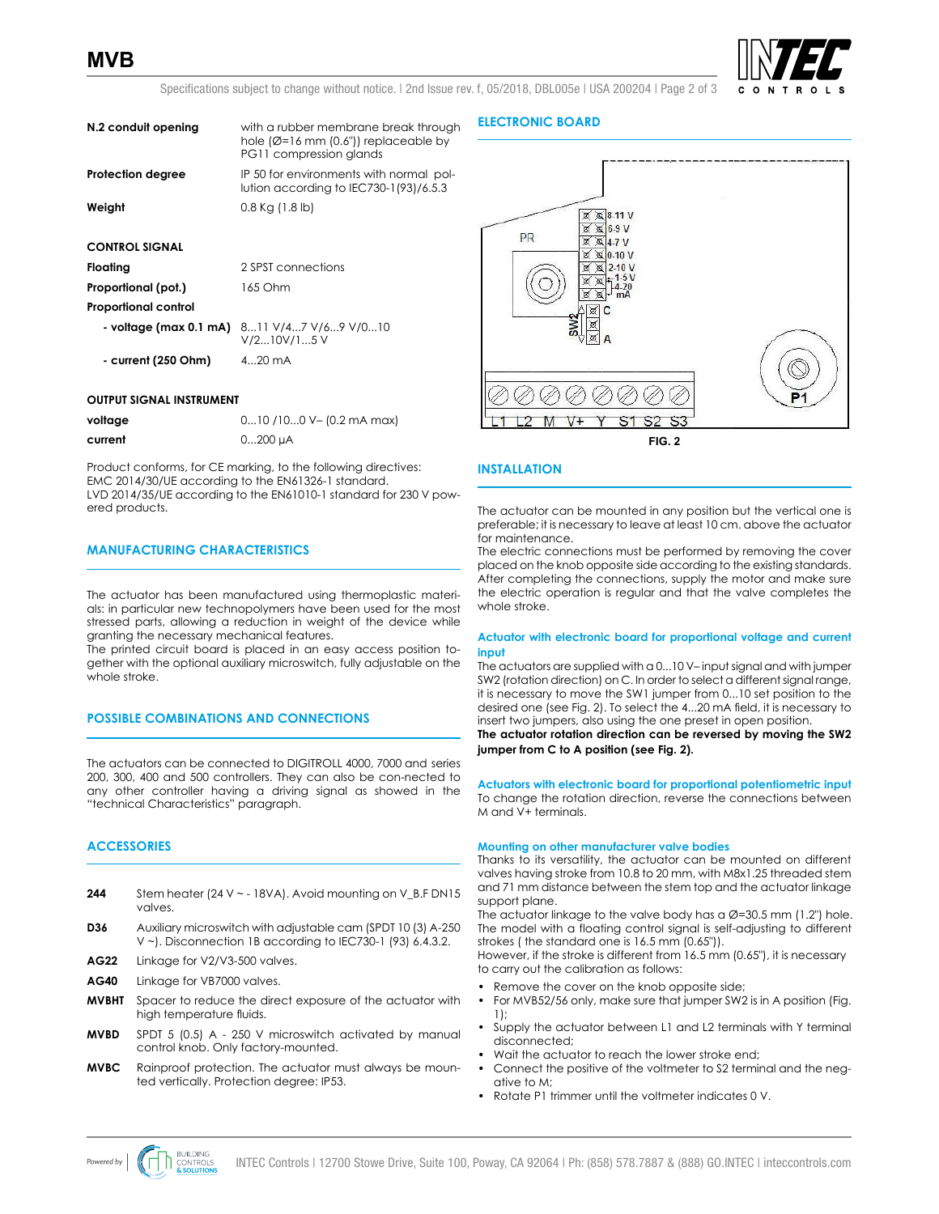| | |
|---|---|
| **N.2 conduit opening** | with a rubber membrane break through hole (Ø=16 mm (0.6")) replaceable by PG11 compression glands |
| **Protection degree** | IP 50 for environments with normal pollution according to IEC730-1(93)/6.5.3 |
| **Weight** | 0.8 Kg (1.8 lb) |

**CONTROL SIGNAL**

| | |
|---|---|
| **Floating** | 2 SPST connections |
| **Proportional (pot.)** | 165 Ohm |
| **Proportional control** | |
| **- voltage (max 0.1 mA)** | 8...11 V/4...7 V/6...9 V/0...10 V/2...10V/1...5 V |
| **- current (250 Ohm)** | 4...20 mA |

**OUTPUT SIGNAL INSTRUMENT**

| | |
|---|---|
| **voltage** | 0...10 /10...0 V– (0.2 mA max) |
| **current** | 0...200 µA |

Product conforms, for CE marking, to the following directives:
EMC 2014/30/UE according to the EN61326-1 standard.
LVD 2014/35/UE according to the EN61010-1 standard for 230 V powered products.

## MANUFACTURING CHARACTERISTICS

The actuator has been manufactured using thermoplastic materials: in particular new technopolymers have been used for the most stressed parts, allowing a reduction in weight of the device while granting the necessary mechanical features.
The printed circuit board is placed in an easy access position together with the optional auxiliary microswitch, fully adjustable on the whole stroke.

## POSSIBLE COMBINATIONS AND CONNECTIONS

The actuators can be connected to DIGITROLL 4000, 7000 and series 200, 300, 400 and 500 controllers. They can also be con-nected to any other controller having a driving signal as showed in the "technical Characteristics" paragraph.

## ACCESSORIES

| | |
|---|---|
| **244** | Stem heater (24 V ~ - 18VA). Avoid mounting on V_B.F DN15 valves. |
| **D36** | Auxiliary microswitch with adjustable cam (SPDT 10 (3) A-250 V ~). Disconnection 1B according to IEC730-1 (93) 6.4.3.2. |
| **AG22** | Linkage for V2/V3-500 valves. |
| **AG40** | Linkage for VB7000 valves. |
| **MVBHT** | Spacer to reduce the direct exposure of the actuator with high temperature fluids. |
| **MVBD** | SPDT 5 (0.5) A - 250 V microswitch activated by manual control knob. Only factory-mounted. |
| **MVBC** | Rainproof protection. The actuator must always be mounted vertically. Protection degree: IP53. |

## ELECTRONIC BOARD

PR
8-11 V
6-9 V
4-7 V
0-10 V
2-10 V
1-5 V
4-20 mA
SW2
C
A
P1
L1 L2 M V+ Y S1 S2 S3

**FIG. 2**

## INSTALLATION

The actuator can be mounted in any position but the vertical one is preferable; it is necessary to leave at least 10 cm. above the actuator for maintenance.
The electric connections must be performed by removing the cover placed on the knob opposite side according to the existing standards. After completing the connections, supply the motor and make sure the electric operation is regular and that the valve completes the whole stroke.

### Actuator with electronic board for proportional voltage and current input

The actuators are supplied with a 0...10 V– input signal and with jumper SW2 (rotation direction) on C. In order to select a different signal range, it is necessary to move the SW1 jumper from 0...10 set position to the desired one (see Fig. 2). To select the 4...20 mA field, it is necessary to insert two jumpers, also using the one preset in open position.
**The actuator rotation direction can be reversed by moving the SW2 jumper from C to A position (see Fig. 2).**

### Actuators with electronic board for proportional potentiometric input

To change the rotation direction, reverse the connections between M and V+ terminals.

### Mounting on other manufacturer valve bodies

Thanks to its versatility, the actuator can be mounted on different valves having stroke from 10.8 to 20 mm, with M8x1.25 threaded stem and 71 mm distance between the stem top and the actuator linkage support plane.
The actuator linkage to the valve body has a Ø=30.5 mm (1.2") hole.
The model with a floating control signal is self-adjusting to different strokes ( the standard one is 16.5 mm (0.65")).
However, if the stroke is different from 16.5 mm (0.65"), it is necessary to carry out the calibration as follows:

- Remove the cover on the knob opposite side;
- For MVB52/56 only, make sure that jumper SW2 is in A position (Fig. 1);
- Supply the actuator between L1 and L2 terminals with Y terminal disconnected;
- Wait the actuator to reach the lower stroke end;
- Connect the positive of the voltmeter to S2 terminal and the negative to M;
- Rotate P1 trimmer until the voltmeter indicates 0 V.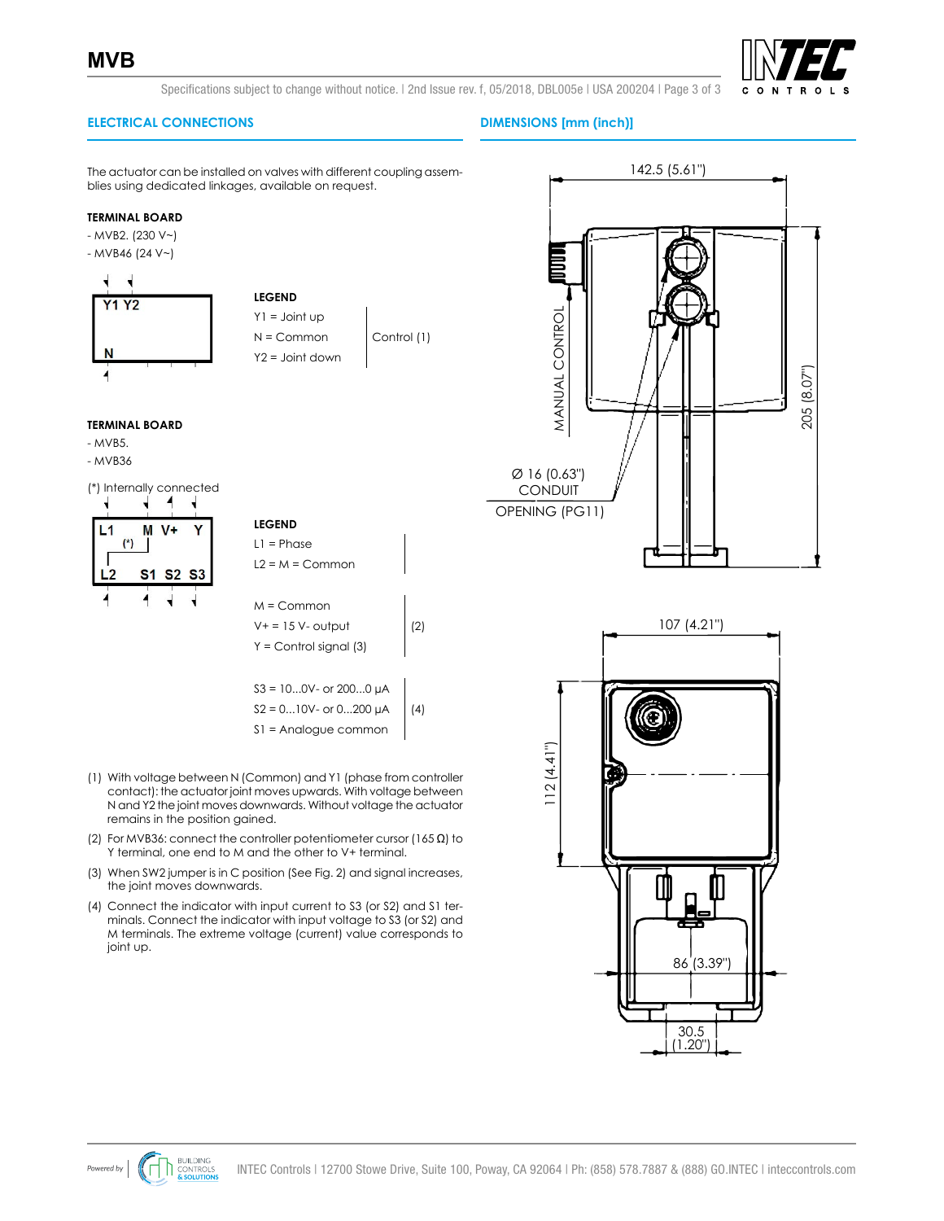## ELECTRICAL CONNECTIONS

The actuator can be installed on valves with different coupling assemblies using dedicated linkages, available on request.

**TERMINAL BOARD**

- MVB2. (230 V~)
- MVB46 (24 V~)

Y1 Y2

N

**LEGEND**

| | |
|---|---|
| Y1 = Joint up | Control (1) |
| N = Common | |
| Y2 = Joint down | |

**TERMINAL BOARD**

- MVB5.
- MVB36

(*) Internally connected

L1 M V+ Y

(*)

L2 S1 S2 S3

**LEGEND**

L1 = Phase

L2 = M = Common

| | |
|---|---|
| M = Common | (2) |
| V+ = 15 V- output | |
| Y = Control signal (3) | |

| | |
|---|---|
| S3 = 10...0V- or 200...0 µA | (4) |
| S2 = 0...10V- or 0...200 µA | |
| S1 = Analogue common | |

(1) With voltage between N (Common) and Y1 (phase from controller contact): the actuator joint moves upwards. With voltage between N and Y2 the joint moves downwards. Without voltage the actuator remains in the position gained.

(2) For MVB36: connect the controller potentiometer cursor (165 Ω) to Y terminal, one end to M and the other to V+ terminal.

(3) When SW2 jumper is in C position (See Fig. 2) and signal increases, the joint moves downwards.

(4) Connect the indicator with input current to S3 (or S2) and S1 terminals. Connect the indicator with input voltage to S3 (or S2) and M terminals. The extreme voltage (current) value corresponds to joint up.

## DIMENSIONS [mm (inch)]

142.5 (5.61")

MANUAL CONTROL

205 (8.07")

Ø 16 (0.63") CONDUIT OPENING (PG11)

107 (4.21")

112 (4.41")

86 (3.39")

30.5 (1.20")